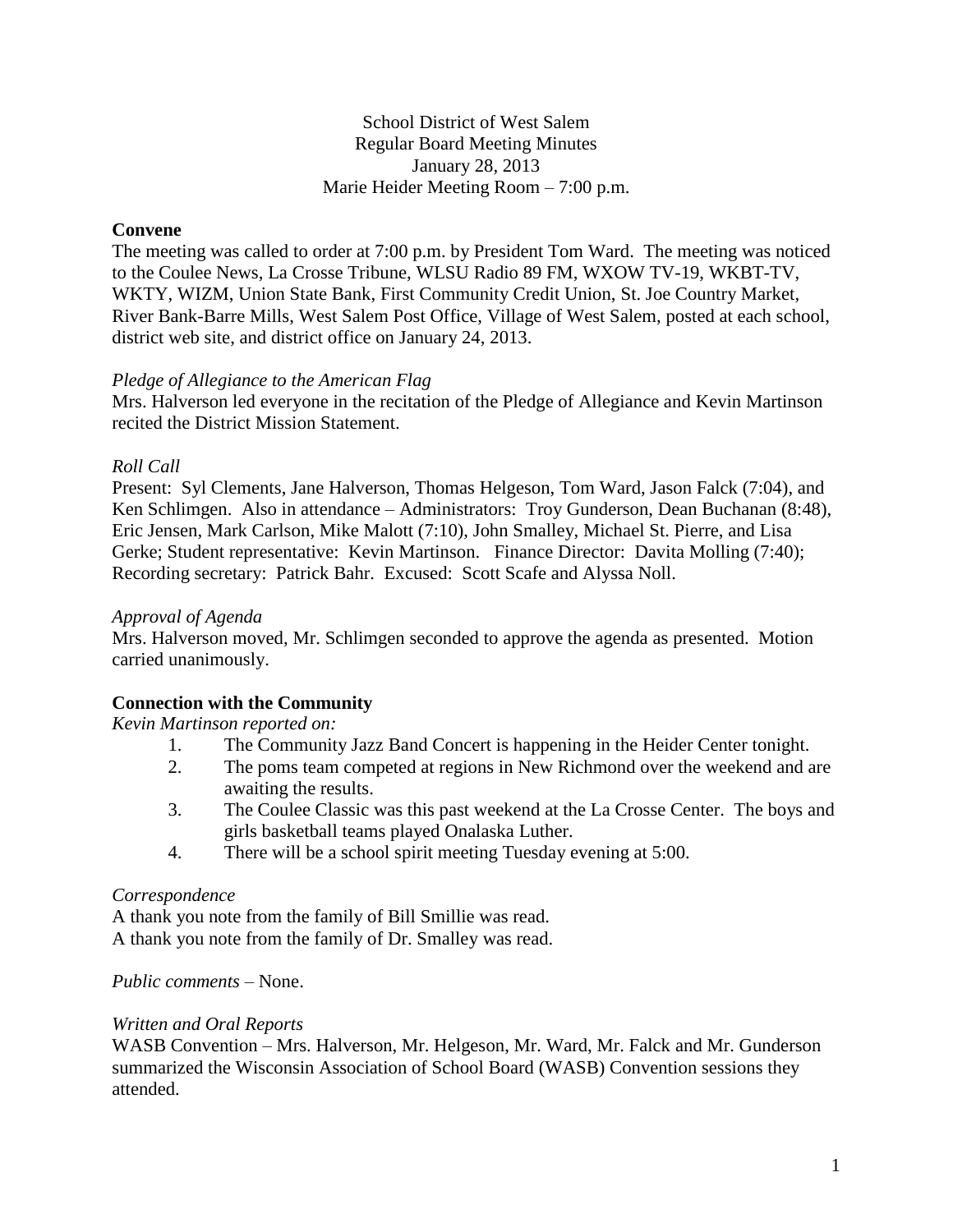School District of West Salem
Regular Board Meeting Minutes
January 28, 2013
Marie Heider Meeting Room – 7:00 p.m.

**Convene**

The meeting was called to order at 7:00 p.m. by President Tom Ward. The meeting was noticed to the Coulee News, La Crosse Tribune, WLSU Radio 89 FM, WXOW TV-19, WKBT-TV, WKTY, WIZM, Union State Bank, First Community Credit Union, St. Joe Country Market, River Bank-Barre Mills, West Salem Post Office, Village of West Salem, posted at each school, district web site, and district office on January 24, 2013.

*Pledge of Allegiance to the American Flag*

Mrs. Halverson led everyone in the recitation of the Pledge of Allegiance and Kevin Martinson recited the District Mission Statement.

*Roll Call*

Present: Syl Clements, Jane Halverson, Thomas Helgeson, Tom Ward, Jason Falck (7:04), and Ken Schlimgen. Also in attendance – Administrators: Troy Gunderson, Dean Buchanan (8:48), Eric Jensen, Mark Carlson, Mike Malott (7:10), John Smalley, Michael St. Pierre, and Lisa Gerke; Student representative: Kevin Martinson. Finance Director: Davita Molling (7:40); Recording secretary: Patrick Bahr. Excused: Scott Scafe and Alyssa Noll.

*Approval of Agenda*

Mrs. Halverson moved, Mr. Schlimgen seconded to approve the agenda as presented. Motion carried unanimously.

**Connection with the Community**

*Kevin Martinson reported on:*

1. The Community Jazz Band Concert is happening in the Heider Center tonight.
2. The poms team competed at regions in New Richmond over the weekend and are awaiting the results.
3. The Coulee Classic was this past weekend at the La Crosse Center. The boys and girls basketball teams played Onalaska Luther.
4. There will be a school spirit meeting Tuesday evening at 5:00.

*Correspondence*

A thank you note from the family of Bill Smillie was read.
A thank you note from the family of Dr. Smalley was read.

*Public comments* – None.

*Written and Oral Reports*

WASB Convention – Mrs. Halverson, Mr. Helgeson, Mr. Ward, Mr. Falck and Mr. Gunderson summarized the Wisconsin Association of School Board (WASB) Convention sessions they attended.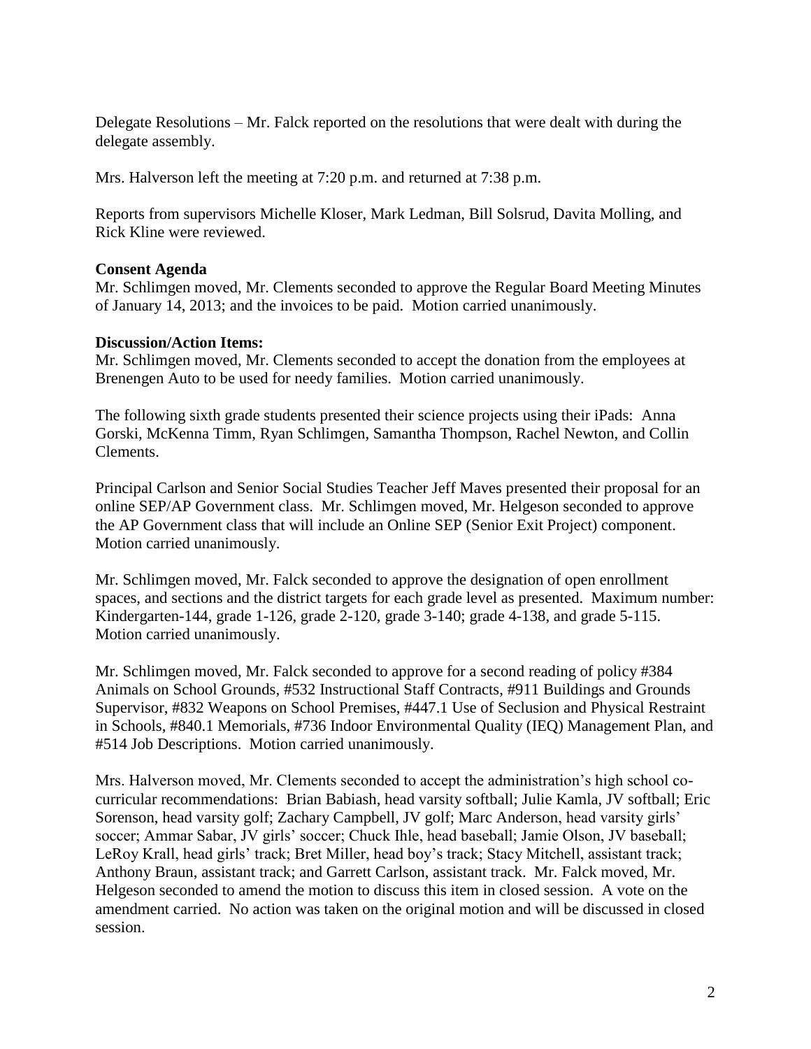Delegate Resolutions – Mr. Falck reported on the resolutions that were dealt with during the delegate assembly.

Mrs. Halverson left the meeting at 7:20 p.m. and returned at 7:38 p.m.

Reports from supervisors Michelle Kloser, Mark Ledman, Bill Solsrud, Davita Molling, and Rick Kline were reviewed.

**Consent Agenda**

Mr. Schlimgen moved, Mr. Clements seconded to approve the Regular Board Meeting Minutes of January 14, 2013; and the invoices to be paid. Motion carried unanimously.

**Discussion/Action Items:**

Mr. Schlimgen moved, Mr. Clements seconded to accept the donation from the employees at Brenengen Auto to be used for needy families. Motion carried unanimously.

The following sixth grade students presented their science projects using their iPads: Anna Gorski, McKenna Timm, Ryan Schlimgen, Samantha Thompson, Rachel Newton, and Collin Clements.

Principal Carlson and Senior Social Studies Teacher Jeff Maves presented their proposal for an online SEP/AP Government class. Mr. Schlimgen moved, Mr. Helgeson seconded to approve the AP Government class that will include an Online SEP (Senior Exit Project) component. Motion carried unanimously.

Mr. Schlimgen moved, Mr. Falck seconded to approve the designation of open enrollment spaces, and sections and the district targets for each grade level as presented. Maximum number: Kindergarten-144, grade 1-126, grade 2-120, grade 3-140; grade 4-138, and grade 5-115. Motion carried unanimously.

Mr. Schlimgen moved, Mr. Falck seconded to approve for a second reading of policy #384 Animals on School Grounds, #532 Instructional Staff Contracts, #911 Buildings and Grounds Supervisor, #832 Weapons on School Premises, #447.1 Use of Seclusion and Physical Restraint in Schools, #840.1 Memorials, #736 Indoor Environmental Quality (IEQ) Management Plan, and #514 Job Descriptions. Motion carried unanimously.

Mrs. Halverson moved, Mr. Clements seconded to accept the administration's high school co-curricular recommendations: Brian Babiash, head varsity softball; Julie Kamla, JV softball; Eric Sorenson, head varsity golf; Zachary Campbell, JV golf; Marc Anderson, head varsity girls' soccer; Ammar Sabar, JV girls' soccer; Chuck Ihle, head baseball; Jamie Olson, JV baseball; LeRoy Krall, head girls' track; Bret Miller, head boy's track; Stacy Mitchell, assistant track; Anthony Braun, assistant track; and Garrett Carlson, assistant track. Mr. Falck moved, Mr. Helgeson seconded to amend the motion to discuss this item in closed session. A vote on the amendment carried. No action was taken on the original motion and will be discussed in closed session.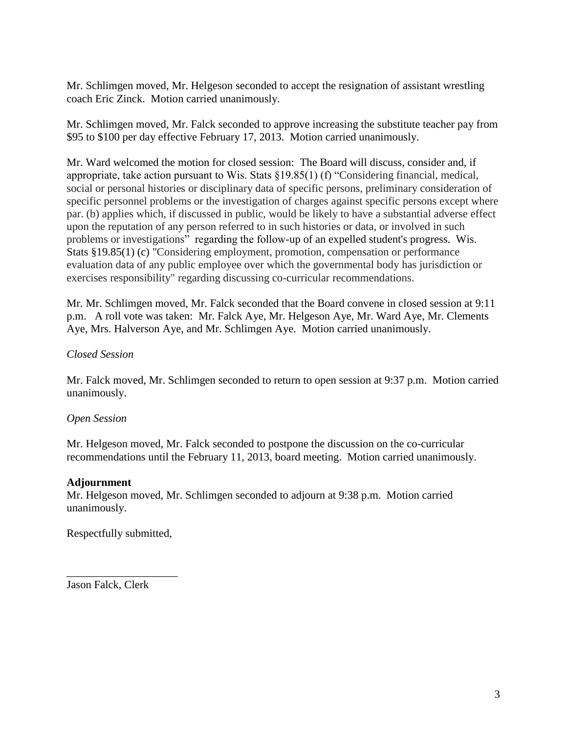Mr. Schlimgen moved, Mr. Helgeson seconded to accept the resignation of assistant wrestling coach Eric Zinck. Motion carried unanimously.

Mr. Schlimgen moved, Mr. Falck seconded to approve increasing the substitute teacher pay from $95 to $100 per day effective February 17, 2013. Motion carried unanimously.

Mr. Ward welcomed the motion for closed session: The Board will discuss, consider and, if appropriate, take action pursuant to Wis. Stats §19.85(1) (f) "Considering financial, medical, social or personal histories or disciplinary data of specific persons, preliminary consideration of specific personnel problems or the investigation of charges against specific persons except where par. (b) applies which, if discussed in public, would be likely to have a substantial adverse effect upon the reputation of any person referred to in such histories or data, or involved in such problems or investigations" regarding the follow-up of an expelled student's progress. Wis. Stats §19.85(1) (c) "Considering employment, promotion, compensation or performance evaluation data of any public employee over which the governmental body has jurisdiction or exercises responsibility" regarding discussing co-curricular recommendations.

Mr. Mr. Schlimgen moved, Mr. Falck seconded that the Board convene in closed session at 9:11 p.m. A roll vote was taken: Mr. Falck Aye, Mr. Helgeson Aye, Mr. Ward Aye, Mr. Clements Aye, Mrs. Halverson Aye, and Mr. Schlimgen Aye. Motion carried unanimously.

*Closed Session*

Mr. Falck moved, Mr. Schlimgen seconded to return to open session at 9:37 p.m. Motion carried unanimously.

*Open Session*

Mr. Helgeson moved, Mr. Falck seconded to postpone the discussion on the co-curricular recommendations until the February 11, 2013, board meeting. Motion carried unanimously.

**Adjournment**

Mr. Helgeson moved, Mr. Schlimgen seconded to adjourn at 9:38 p.m. Motion carried unanimously.

Respectfully submitted,

____________________

Jason Falck, Clerk